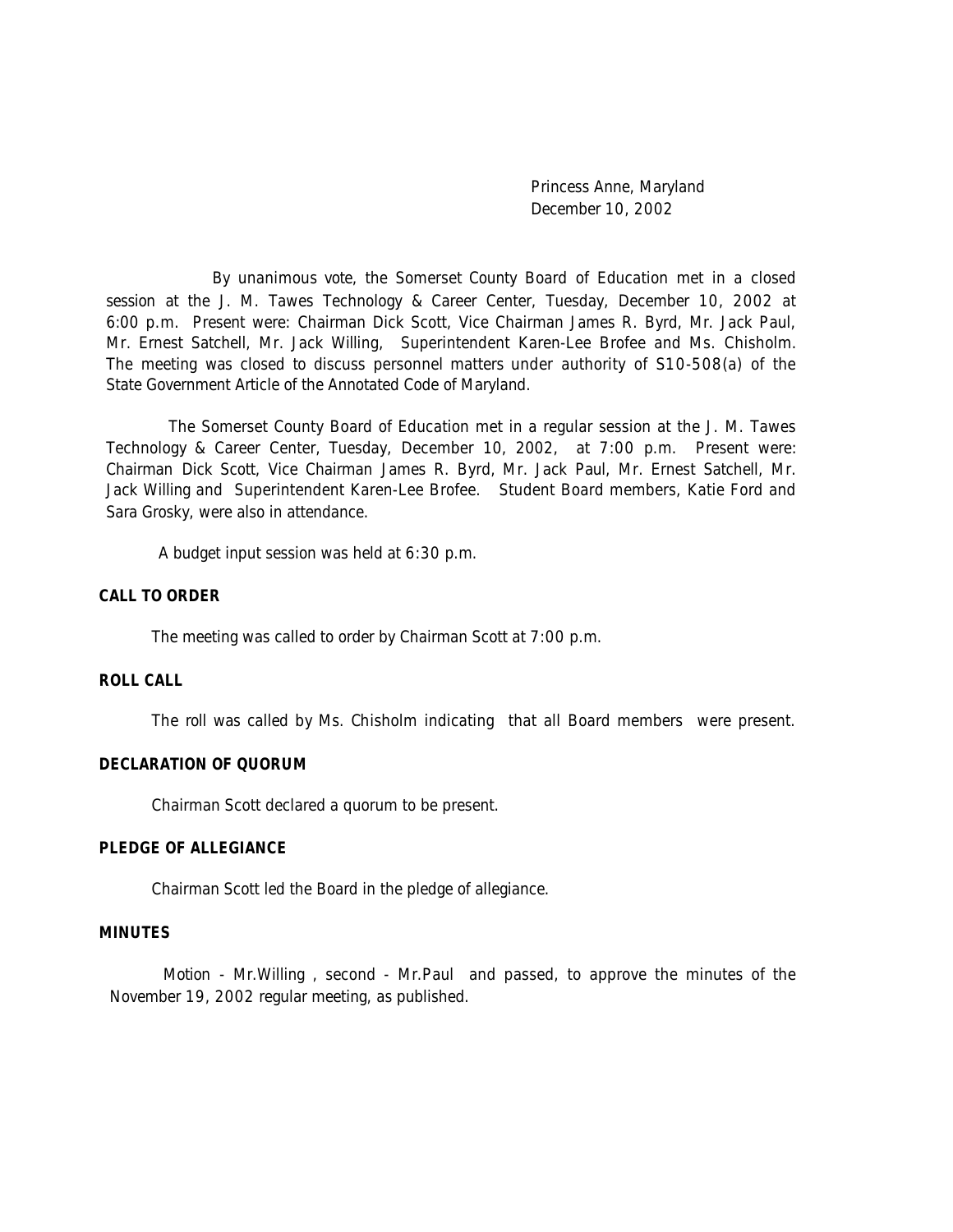Princess Anne, Maryland
December 10, 2002

By unanimous vote, the Somerset County Board of Education met in a closed session at the J. M. Tawes Technology & Career Center, Tuesday, December 10, 2002 at 6:00 p.m. Present were: Chairman Dick Scott, Vice Chairman James R. Byrd, Mr. Jack Paul, Mr. Ernest Satchell, Mr. Jack Willing, Superintendent Karen-Lee Brofee and Ms. Chisholm. The meeting was closed to discuss personnel matters under authority of S10-508(a) of the State Government Article of the Annotated Code of Maryland.

The Somerset County Board of Education met in a regular session at the J. M. Tawes Technology & Career Center, Tuesday, December 10, 2002, at 7:00 p.m. Present were: Chairman Dick Scott, Vice Chairman James R. Byrd, Mr. Jack Paul, Mr. Ernest Satchell, Mr. Jack Willing and Superintendent Karen-Lee Brofee. Student Board members, Katie Ford and Sara Grosky, were also in attendance.

A budget input session was held at 6:30 p.m.

**CALL TO ORDER**

The meeting was called to order by Chairman Scott at 7:00 p.m.

**ROLL CALL**

The roll was called by Ms. Chisholm indicating that all Board members were present.

**DECLARATION OF QUORUM**

Chairman Scott declared a quorum to be present.

**PLEDGE OF ALLEGIANCE**

Chairman Scott led the Board in the pledge of allegiance.

**MINUTES**

Motion - Mr.Willing , second - Mr.Paul and passed, to approve the minutes of the November 19, 2002 regular meeting, as published.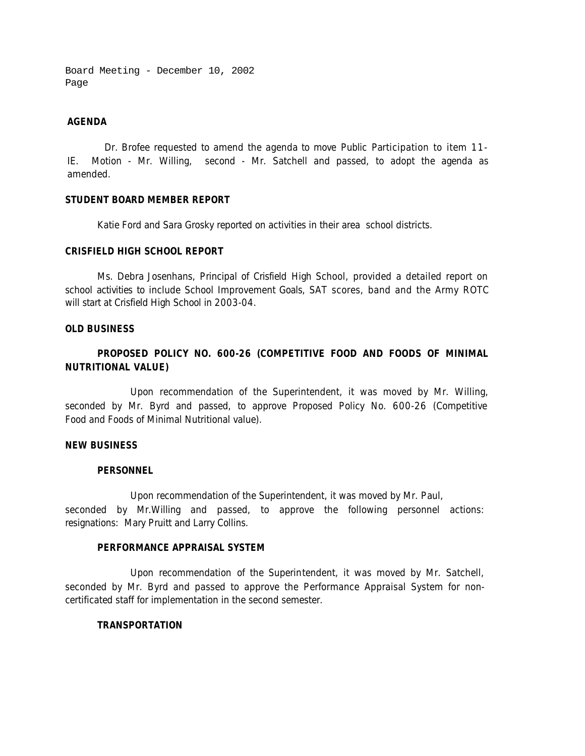## AGENDA

Dr. Brofee requested to amend the agenda to move Public Participation to item 11-IE. Motion - Mr. Willing, second - Mr. Satchell and passed, to adopt the agenda as amended.

## STUDENT BOARD MEMBER REPORT

Katie Ford and Sara Grosky reported on activities in their area school districts.

## CRISFIELD HIGH SCHOOL REPORT

Ms. Debra Josenhans, Principal of Crisfield High School, provided a detailed report on school activities to include School Improvement Goals, SAT scores, band and the Army ROTC will start at Crisfield High School in 2003-04.

## OLD BUSINESS

### PROPOSED POLICY NO. 600-26 (COMPETITIVE FOOD AND FOODS OF MINIMAL NUTRITIONAL VALUE)

Upon recommendation of the Superintendent, it was moved by Mr. Willing, seconded by Mr. Byrd and passed, to approve Proposed Policy No. 600-26 (Competitive Food and Foods of Minimal Nutritional value).

## NEW BUSINESS

### PERSONNEL

Upon recommendation of the Superintendent, it was moved by Mr. Paul, seconded by Mr.Willing and passed, to approve the following personnel actions: resignations: Mary Pruitt and Larry Collins.

### PERFORMANCE APPRAISAL SYSTEM

Upon recommendation of the Superintendent, it was moved by Mr. Satchell, seconded by Mr. Byrd and passed to approve the Performance Appraisal System for non-certificated staff for implementation in the second semester.

### TRANSPORTATION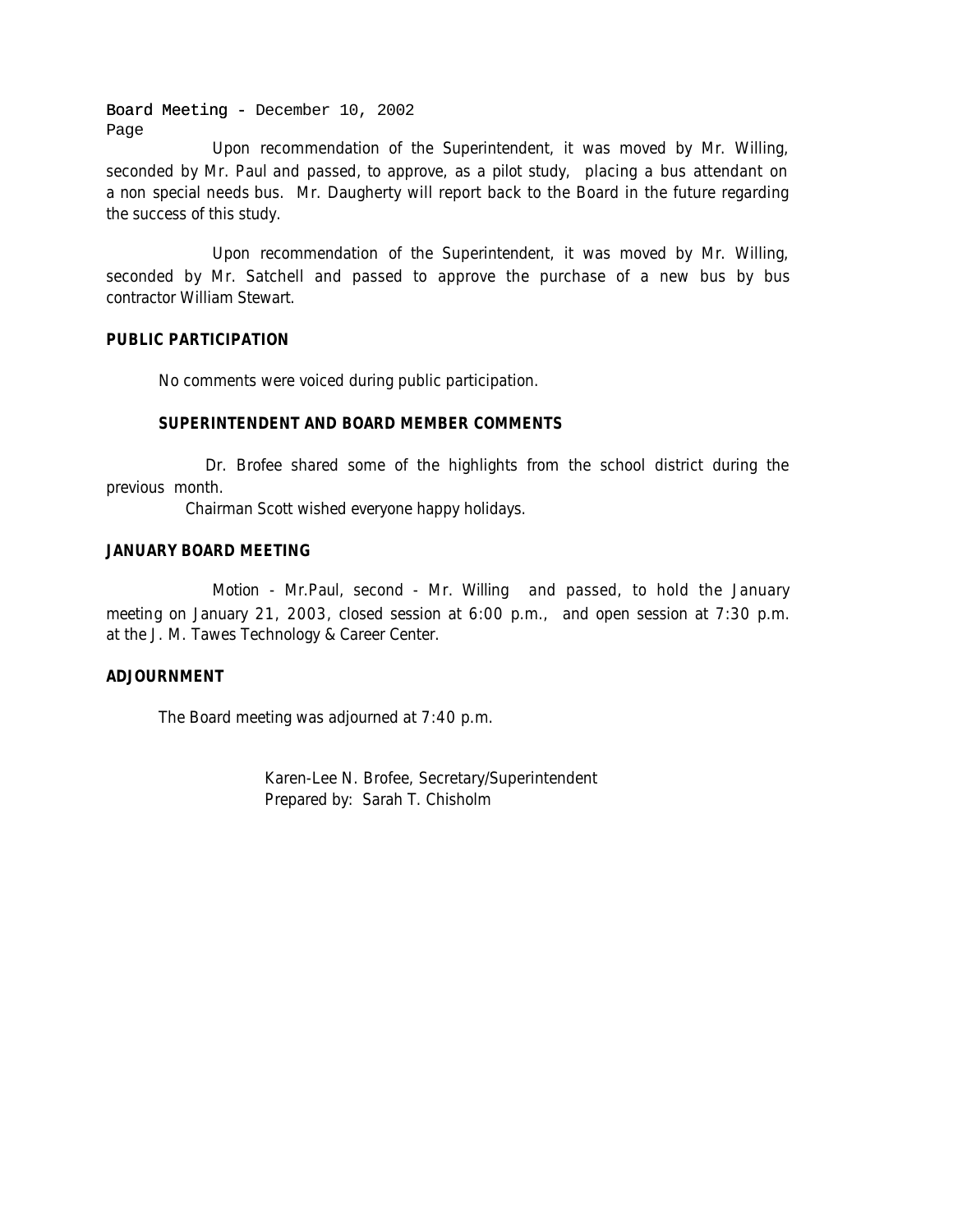Upon recommendation of the Superintendent, it was moved by Mr. Willing, seconded by Mr. Paul and passed, to approve, as a pilot study, placing a bus attendant on a non special needs bus. Mr. Daugherty will report back to the Board in the future regarding the success of this study.

Upon recommendation of the Superintendent, it was moved by Mr. Willing, seconded by Mr. Satchell and passed to approve the purchase of a new bus by bus contractor William Stewart.

**PUBLIC PARTICIPATION**

No comments were voiced during public participation.

**SUPERINTENDENT AND BOARD MEMBER COMMENTS**

Dr. Brofee shared some of the highlights from the school district during the previous month.

Chairman Scott wished everyone happy holidays.

**JANUARY BOARD MEETING**

Motion - Mr.Paul, second - Mr. Willing and passed, to hold the January meeting on January 21, 2003, closed session at 6:00 p.m., and open session at 7:30 p.m. at the J. M. Tawes Technology & Career Center.

**ADJOURNMENT**

The Board meeting was adjourned at 7:40 p.m.

Karen-Lee N. Brofee, Secretary/Superintendent
Prepared by: Sarah T. Chisholm